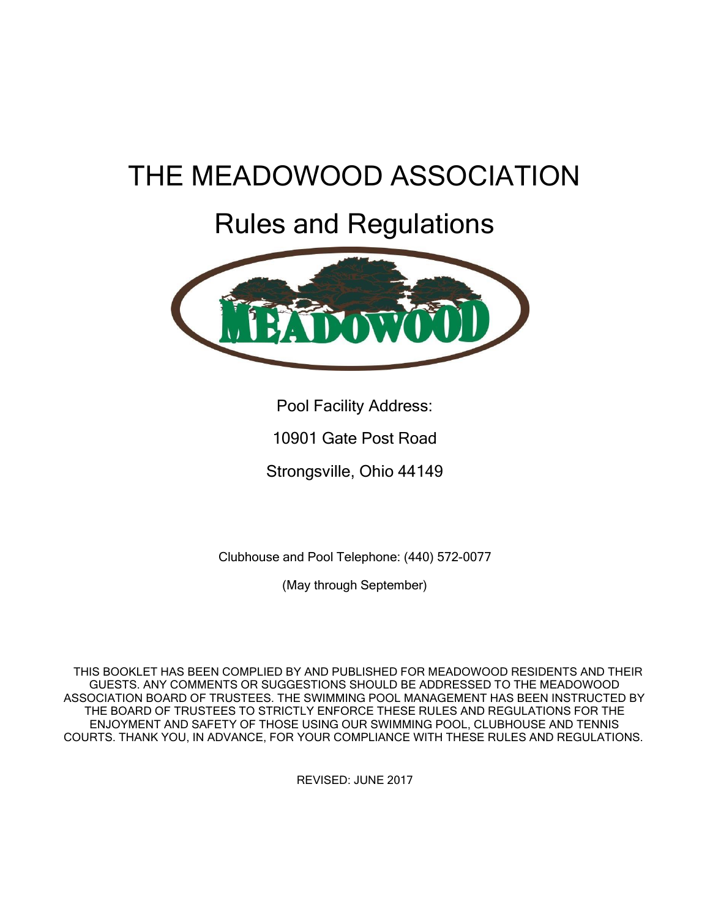# THE MEADOWOOD ASSOCIATION

## Rules and Regulations

Pool Facility Address:

10901 Gate Post Road

Strongsville, Ohio 44149

Clubhouse and Pool Telephone: (440) 572-0077

(May through September)

THIS BOOKLET HAS BEEN COMPLIED BY AND PUBLISHED FOR MEADOWOOD RESIDENTS AND THEIR GUESTS. ANY COMMENTS OR SUGGESTIONS SHOULD BE ADDRESSED TO THE MEADOWOOD ASSOCIATION BOARD OF TRUSTEES. THE SWIMMING POOL MANAGEMENT HAS BEEN INSTRUCTED BY THE BOARD OF TRUSTEES TO STRICTLY ENFORCE THESE RULES AND REGULATIONS FOR THE ENJOYMENT AND SAFETY OF THOSE USING OUR SWIMMING POOL, CLUBHOUSE AND TENNIS COURTS. THANK YOU, IN ADVANCE, FOR YOUR COMPLIANCE WITH THESE RULES AND REGULATIONS.

REVISED: JUNE 2017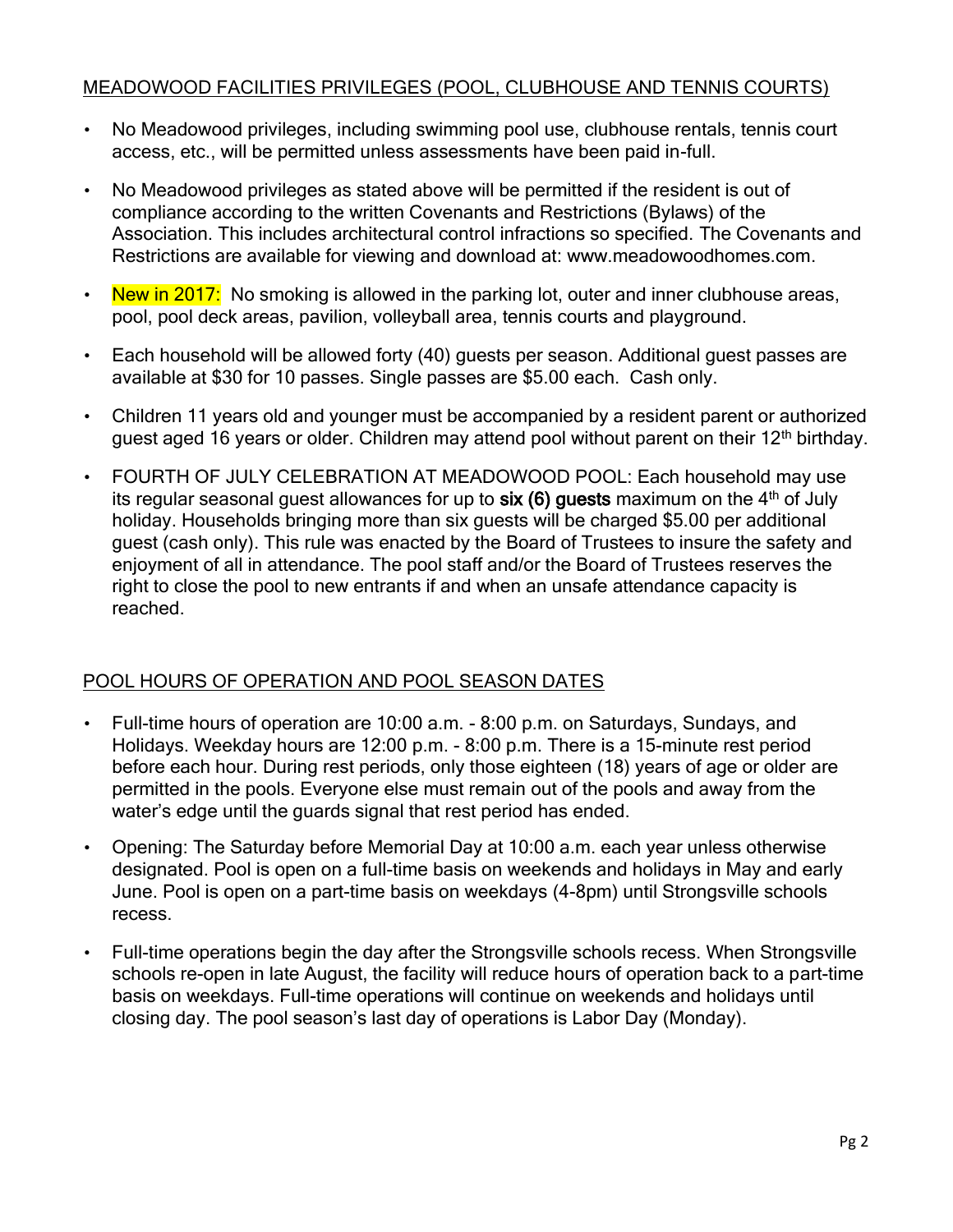## MEADOWOOD FACILITIES PRIVILEGES (POOL, CLUBHOUSE AND TENNIS COURTS)

- No Meadowood privileges, including swimming pool use, clubhouse rentals, tennis court access, etc., will be permitted unless assessments have been paid in-full.
- No Meadowood privileges as stated above will be permitted if the resident is out of compliance according to the written Covenants and Restrictions (Bylaws) of the Association. This includes architectural control infractions so specified. The Covenants and Restrictions are available for viewing and download at: www.meadowoodhomes.com.
- New in 2017: No smoking is allowed in the parking lot, outer and inner clubhouse areas, pool, pool deck areas, pavilion, volleyball area, tennis courts and playground.
- Each household will be allowed forty (40) guests per season. Additional guest passes are available at $30 for 10 passes. Single passes are $5.00 each. Cash only.
- Children 11 years old and younger must be accompanied by a resident parent or authorized guest aged 16 years or older. Children may attend pool without parent on their 12th birthday.
- FOURTH OF JULY CELEBRATION AT MEADOWOOD POOL: Each household may use its regular seasonal guest allowances for up to **six (6) guests** maximum on the 4th of July holiday. Households bringing more than six guests will be charged $5.00 per additional guest (cash only). This rule was enacted by the Board of Trustees to insure the safety and enjoyment of all in attendance. The pool staff and/or the Board of Trustees reserves the right to close the pool to new entrants if and when an unsafe attendance capacity is reached.

## POOL HOURS OF OPERATION AND POOL SEASON DATES

- Full-time hours of operation are 10:00 a.m. - 8:00 p.m. on Saturdays, Sundays, and Holidays. Weekday hours are 12:00 p.m. - 8:00 p.m. There is a 15-minute rest period before each hour. During rest periods, only those eighteen (18) years of age or older are permitted in the pools. Everyone else must remain out of the pools and away from the water's edge until the guards signal that rest period has ended.
- Opening: The Saturday before Memorial Day at 10:00 a.m. each year unless otherwise designated. Pool is open on a full-time basis on weekends and holidays in May and early June. Pool is open on a part-time basis on weekdays (4-8pm) until Strongsville schools recess.
- Full-time operations begin the day after the Strongsville schools recess. When Strongsville schools re-open in late August, the facility will reduce hours of operation back to a part-time basis on weekdays. Full-time operations will continue on weekends and holidays until closing day. The pool season's last day of operations is Labor Day (Monday).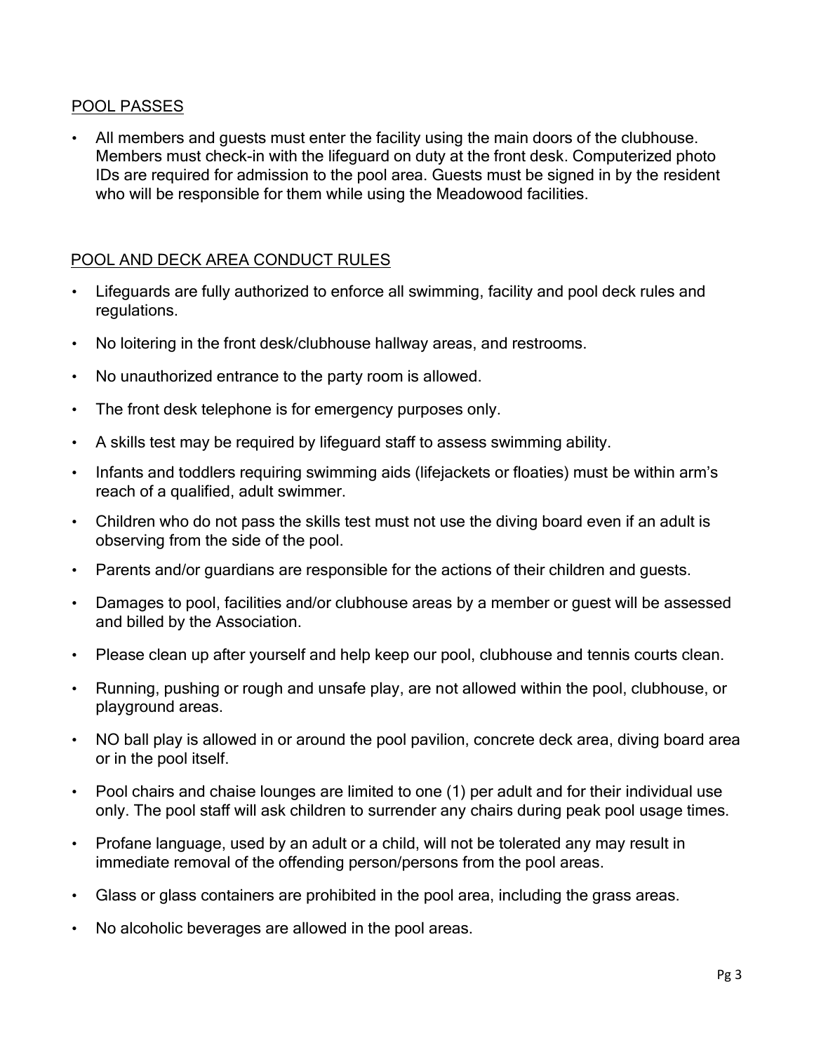## POOL PASSES

- All members and guests must enter the facility using the main doors of the clubhouse. Members must check-in with the lifeguard on duty at the front desk. Computerized photo IDs are required for admission to the pool area. Guests must be signed in by the resident who will be responsible for them while using the Meadowood facilities.

## POOL AND DECK AREA CONDUCT RULES

- Lifeguards are fully authorized to enforce all swimming, facility and pool deck rules and regulations.
- No loitering in the front desk/clubhouse hallway areas, and restrooms.
- No unauthorized entrance to the party room is allowed.
- The front desk telephone is for emergency purposes only.
- A skills test may be required by lifeguard staff to assess swimming ability.
- Infants and toddlers requiring swimming aids (lifejackets or floaties) must be within arm's reach of a qualified, adult swimmer.
- Children who do not pass the skills test must not use the diving board even if an adult is observing from the side of the pool.
- Parents and/or guardians are responsible for the actions of their children and guests.
- Damages to pool, facilities and/or clubhouse areas by a member or guest will be assessed and billed by the Association.
- Please clean up after yourself and help keep our pool, clubhouse and tennis courts clean.
- Running, pushing or rough and unsafe play, are not allowed within the pool, clubhouse, or playground areas.
- NO ball play is allowed in or around the pool pavilion, concrete deck area, diving board area or in the pool itself.
- Pool chairs and chaise lounges are limited to one (1) per adult and for their individual use only. The pool staff will ask children to surrender any chairs during peak pool usage times.
- Profane language, used by an adult or a child, will not be tolerated any may result in immediate removal of the offending person/persons from the pool areas.
- Glass or glass containers are prohibited in the pool area, including the grass areas.
- No alcoholic beverages are allowed in the pool areas.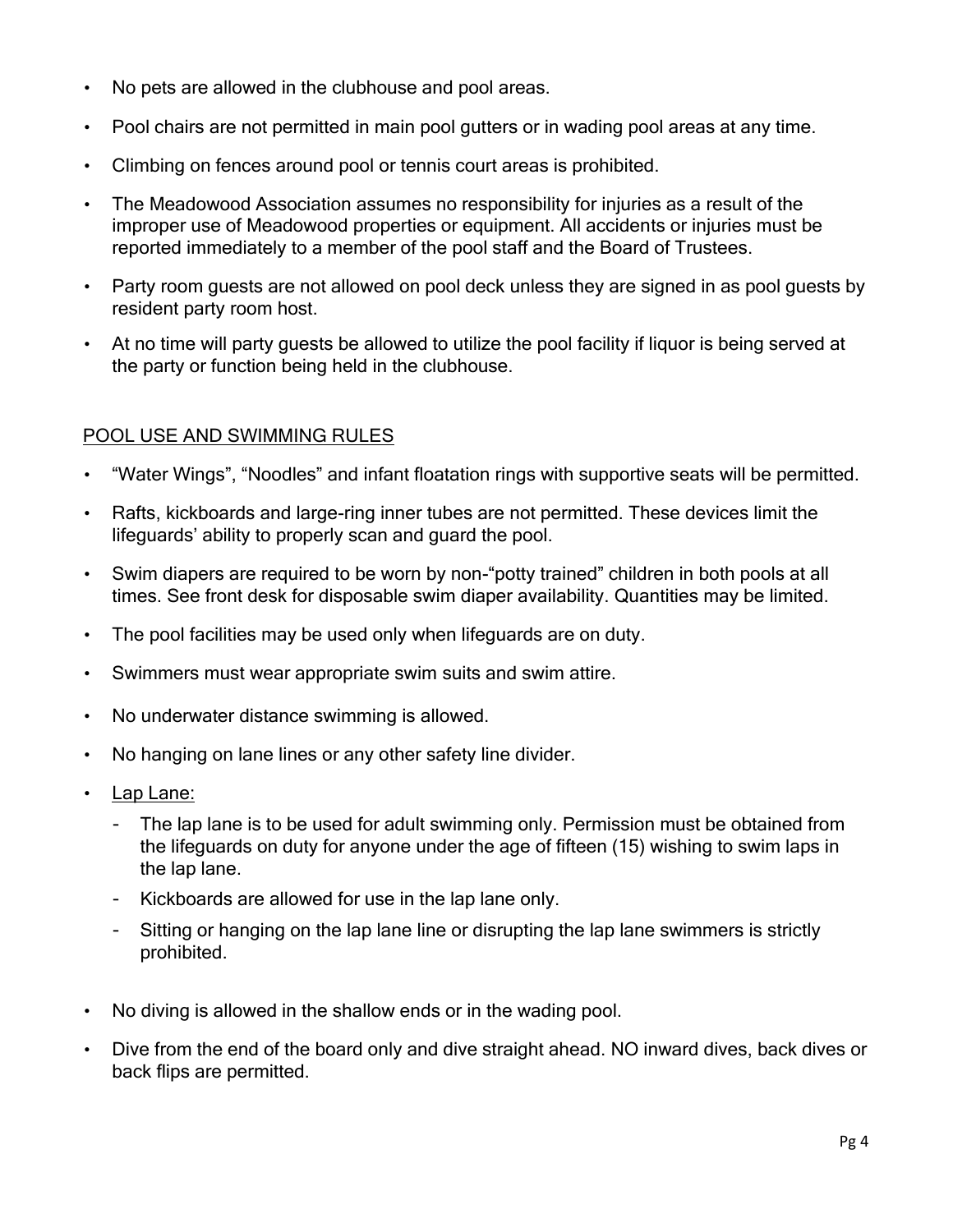- No pets are allowed in the clubhouse and pool areas.
- Pool chairs are not permitted in main pool gutters or in wading pool areas at any time.
- Climbing on fences around pool or tennis court areas is prohibited.
- The Meadowood Association assumes no responsibility for injuries as a result of the improper use of Meadowood properties or equipment. All accidents or injuries must be reported immediately to a member of the pool staff and the Board of Trustees.
- Party room guests are not allowed on pool deck unless they are signed in as pool guests by resident party room host.
- At no time will party guests be allowed to utilize the pool facility if liquor is being served at the party or function being held in the clubhouse.

<u>POOL USE AND SWIMMING RULES</u>

- "Water Wings", "Noodles" and infant floatation rings with supportive seats will be permitted.
- Rafts, kickboards and large-ring inner tubes are not permitted. These devices limit the lifeguards' ability to properly scan and guard the pool.
- Swim diapers are required to be worn by non-"potty trained" children in both pools at all times. See front desk for disposable swim diaper availability. Quantities may be limited.
- The pool facilities may be used only when lifeguards are on duty.
- Swimmers must wear appropriate swim suits and swim attire.
- No underwater distance swimming is allowed.
- No hanging on lane lines or any other safety line divider.
- <u>Lap Lane:</u>
  - The lap lane is to be used for adult swimming only. Permission must be obtained from the lifeguards on duty for anyone under the age of fifteen (15) wishing to swim laps in the lap lane.
  - Kickboards are allowed for use in the lap lane only.
  - Sitting or hanging on the lap lane line or disrupting the lap lane swimmers is strictly prohibited.
- No diving is allowed in the shallow ends or in the wading pool.
- Dive from the end of the board only and dive straight ahead. NO inward dives, back dives or back flips are permitted.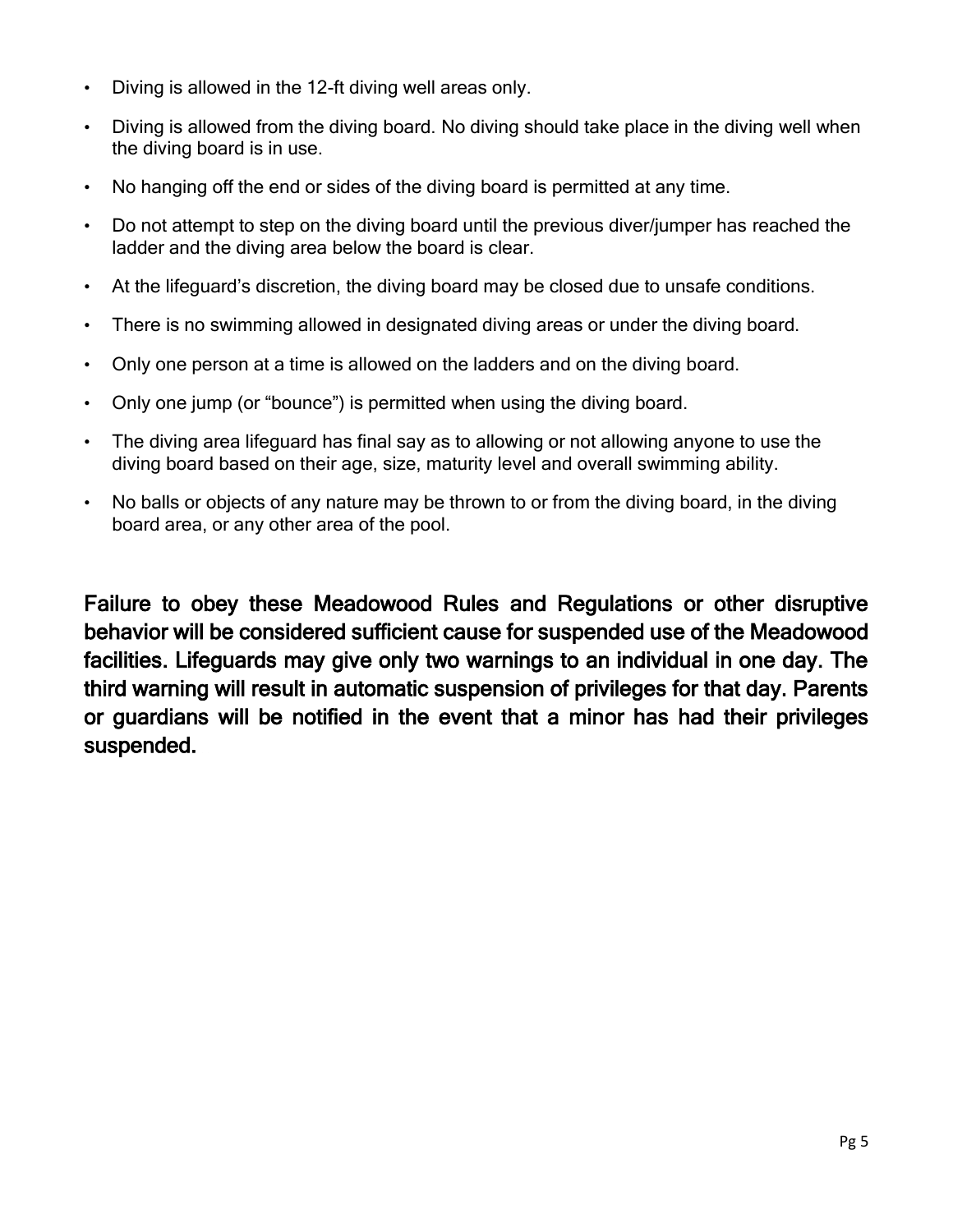- Diving is allowed in the 12-ft diving well areas only.
- Diving is allowed from the diving board. No diving should take place in the diving well when the diving board is in use.
- No hanging off the end or sides of the diving board is permitted at any time.
- Do not attempt to step on the diving board until the previous diver/jumper has reached the ladder and the diving area below the board is clear.
- At the lifeguard's discretion, the diving board may be closed due to unsafe conditions.
- There is no swimming allowed in designated diving areas or under the diving board.
- Only one person at a time is allowed on the ladders and on the diving board.
- Only one jump (or "bounce") is permitted when using the diving board.
- The diving area lifeguard has final say as to allowing or not allowing anyone to use the diving board based on their age, size, maturity level and overall swimming ability.
- No balls or objects of any nature may be thrown to or from the diving board, in the diving board area, or any other area of the pool.

**Failure to obey these Meadowood Rules and Regulations or other disruptive behavior will be considered sufficient cause for suspended use of the Meadowood facilities. Lifeguards may give only two warnings to an individual in one day. The third warning will result in automatic suspension of privileges for that day. Parents or guardians will be notified in the event that a minor has had their privileges suspended.**